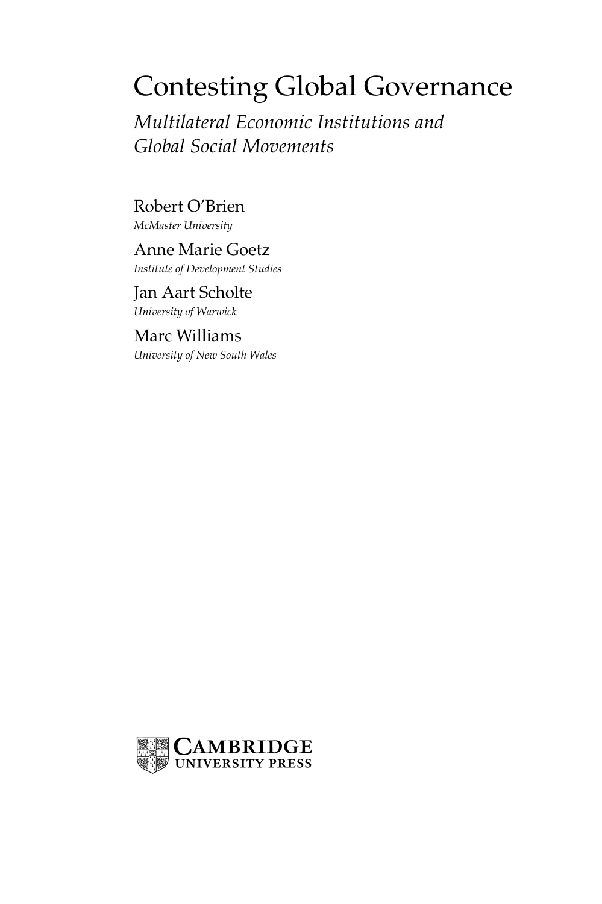# Contesting Global Governance

*Multilateral Economic Institutions and Global Social Movements*

---

Robert O'Brien
*McMaster University*

Anne Marie Goetz
*Institute of Development Studies*

Jan Aart Scholte
*University of Warwick*

Marc Williams
*University of New South Wales*

CAMBRIDGE
UNIVERSITY PRESS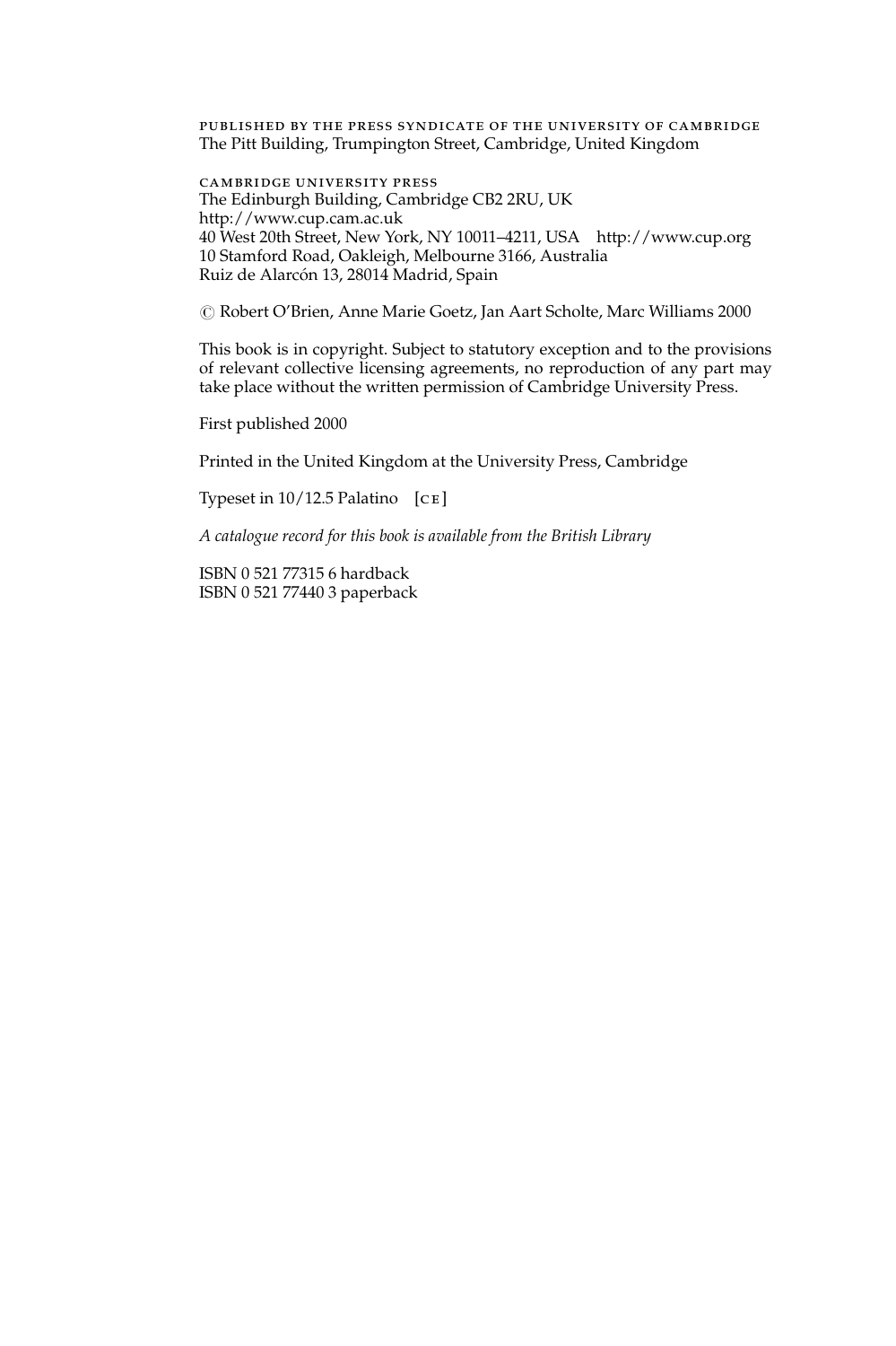PUBLISHED BY THE PRESS SYNDICATE OF THE UNIVERSITY OF CAMBRIDGE
The Pitt Building, Trumpington Street, Cambridge, United Kingdom

CAMBRIDGE UNIVERSITY PRESS
The Edinburgh Building, Cambridge CB2 2RU, UK
http://www.cup.cam.ac.uk
40 West 20th Street, New York, NY 10011–4211, USA http://www.cup.org
10 Stamford Road, Oakleigh, Melbourne 3166, Australia
Ruiz de Alarcón 13, 28014 Madrid, Spain

© Robert O'Brien, Anne Marie Goetz, Jan Aart Scholte, Marc Williams 2000

This book is in copyright. Subject to statutory exception and to the provisions of relevant collective licensing agreements, no reproduction of any part may take place without the written permission of Cambridge University Press.

First published 2000

Printed in the United Kingdom at the University Press, Cambridge

Typeset in 10/12.5 Palatino [CE]

*A catalogue record for this book is available from the British Library*

ISBN 0 521 77315 6 hardback
ISBN 0 521 77440 3 paperback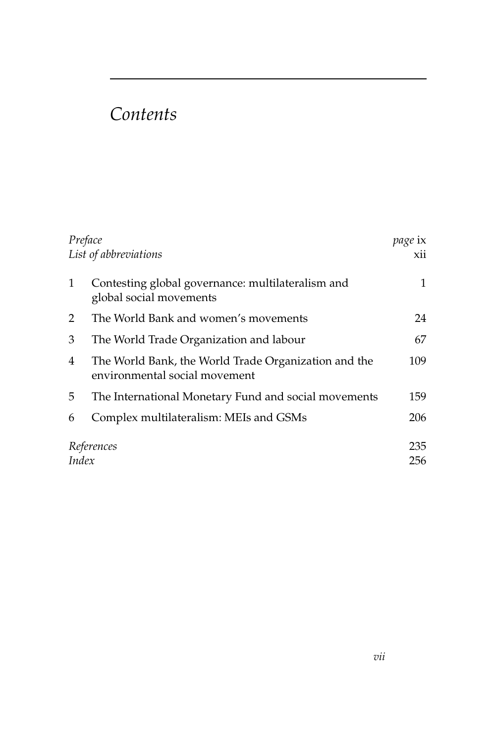# *Contents*

| | | |
|---|---|---|
| *Preface* | | *page* ix |
| *List of abbreviations* | | xii |
| 1 | Contesting global governance: multilateralism and global social movements | 1 |
| 2 | The World Bank and women's movements | 24 |
| 3 | The World Trade Organization and labour | 67 |
| 4 | The World Bank, the World Trade Organization and the environmental social movement | 109 |
| 5 | The International Monetary Fund and social movements | 159 |
| 6 | Complex multilateralism: MEIs and GSMs | 206 |
| *References* | | 235 |
| *Index* | | 256 |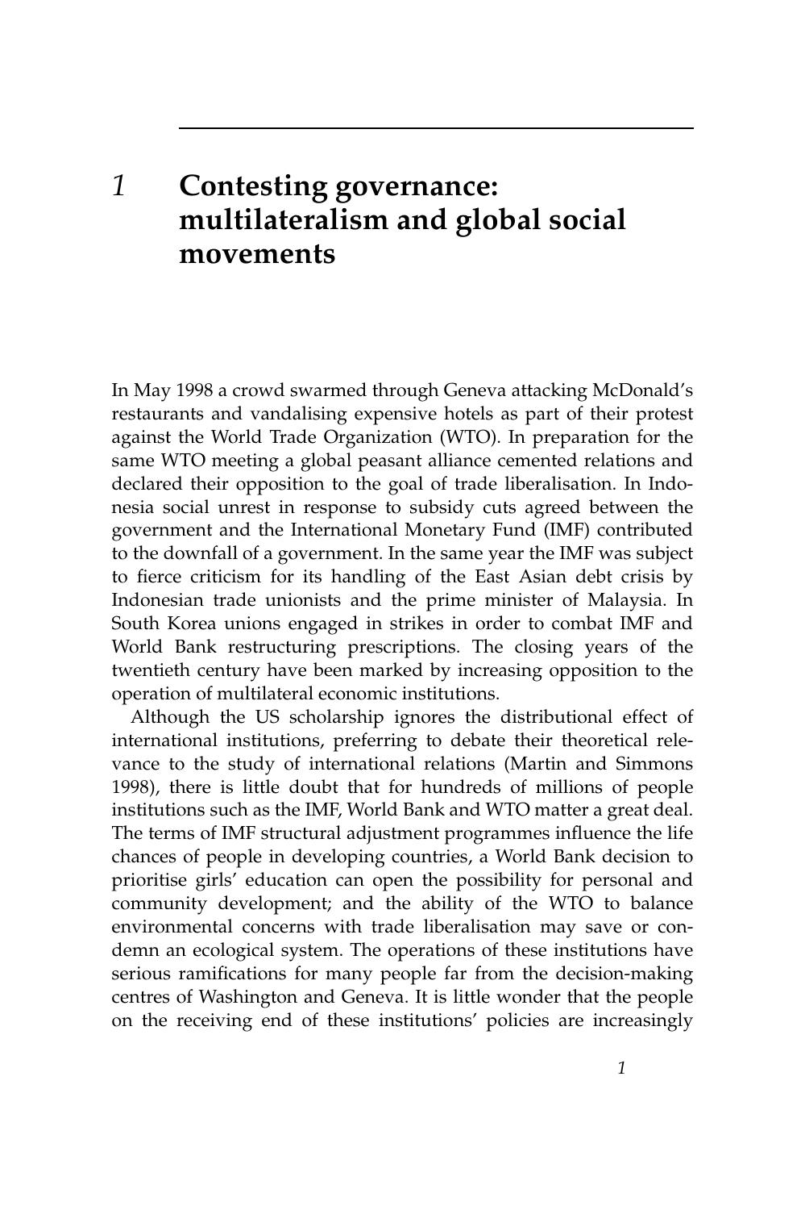# 1 Contesting governance: multilateralism and global social movements

In May 1998 a crowd swarmed through Geneva attacking McDonald's restaurants and vandalising expensive hotels as part of their protest against the World Trade Organization (WTO). In preparation for the same WTO meeting a global peasant alliance cemented relations and declared their opposition to the goal of trade liberalisation. In Indonesia social unrest in response to subsidy cuts agreed between the government and the International Monetary Fund (IMF) contributed to the downfall of a government. In the same year the IMF was subject to fierce criticism for its handling of the East Asian debt crisis by Indonesian trade unionists and the prime minister of Malaysia. In South Korea unions engaged in strikes in order to combat IMF and World Bank restructuring prescriptions. The closing years of the twentieth century have been marked by increasing opposition to the operation of multilateral economic institutions.

Although the US scholarship ignores the distributional effect of international institutions, preferring to debate their theoretical relevance to the study of international relations (Martin and Simmons 1998), there is little doubt that for hundreds of millions of people institutions such as the IMF, World Bank and WTO matter a great deal. The terms of IMF structural adjustment programmes influence the life chances of people in developing countries, a World Bank decision to prioritise girls' education can open the possibility for personal and community development; and the ability of the WTO to balance environmental concerns with trade liberalisation may save or condemn an ecological system. The operations of these institutions have serious ramifications for many people far from the decision-making centres of Washington and Geneva. It is little wonder that the people on the receiving end of these institutions' policies are increasingly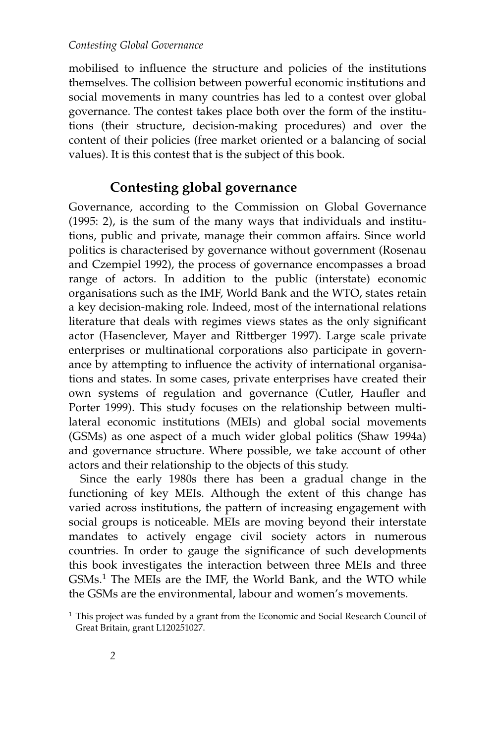mobilised to influence the structure and policies of the institutions themselves. The collision between powerful economic institutions and social movements in many countries has led to a contest over global governance. The contest takes place both over the form of the institutions (their structure, decision-making procedures) and over the content of their policies (free market oriented or a balancing of social values). It is this contest that is the subject of this book.

## Contesting global governance

Governance, according to the Commission on Global Governance (1995: 2), is the sum of the many ways that individuals and institutions, public and private, manage their common affairs. Since world politics is characterised by governance without government (Rosenau and Czempiel 1992), the process of governance encompasses a broad range of actors. In addition to the public (interstate) economic organisations such as the IMF, World Bank and the WTO, states retain a key decision-making role. Indeed, most of the international relations literature that deals with regimes views states as the only significant actor (Hasenclever, Mayer and Rittberger 1997). Large scale private enterprises or multinational corporations also participate in governance by attempting to influence the activity of international organisations and states. In some cases, private enterprises have created their own systems of regulation and governance (Cutler, Haufler and Porter 1999). This study focuses on the relationship between multilateral economic institutions (MEIs) and global social movements (GSMs) as one aspect of a much wider global politics (Shaw 1994a) and governance structure. Where possible, we take account of other actors and their relationship to the objects of this study.

Since the early 1980s there has been a gradual change in the functioning of key MEIs. Although the extent of this change has varied across institutions, the pattern of increasing engagement with social groups is noticeable. MEIs are moving beyond their interstate mandates to actively engage civil society actors in numerous countries. In order to gauge the significance of such developments this book investigates the interaction between three MEIs and three GSMs.[1] The MEIs are the IMF, the World Bank, and the WTO while the GSMs are the environmental, labour and women's movements.

[1] This project was funded by a grant from the Economic and Social Research Council of Great Britain, grant L120251027.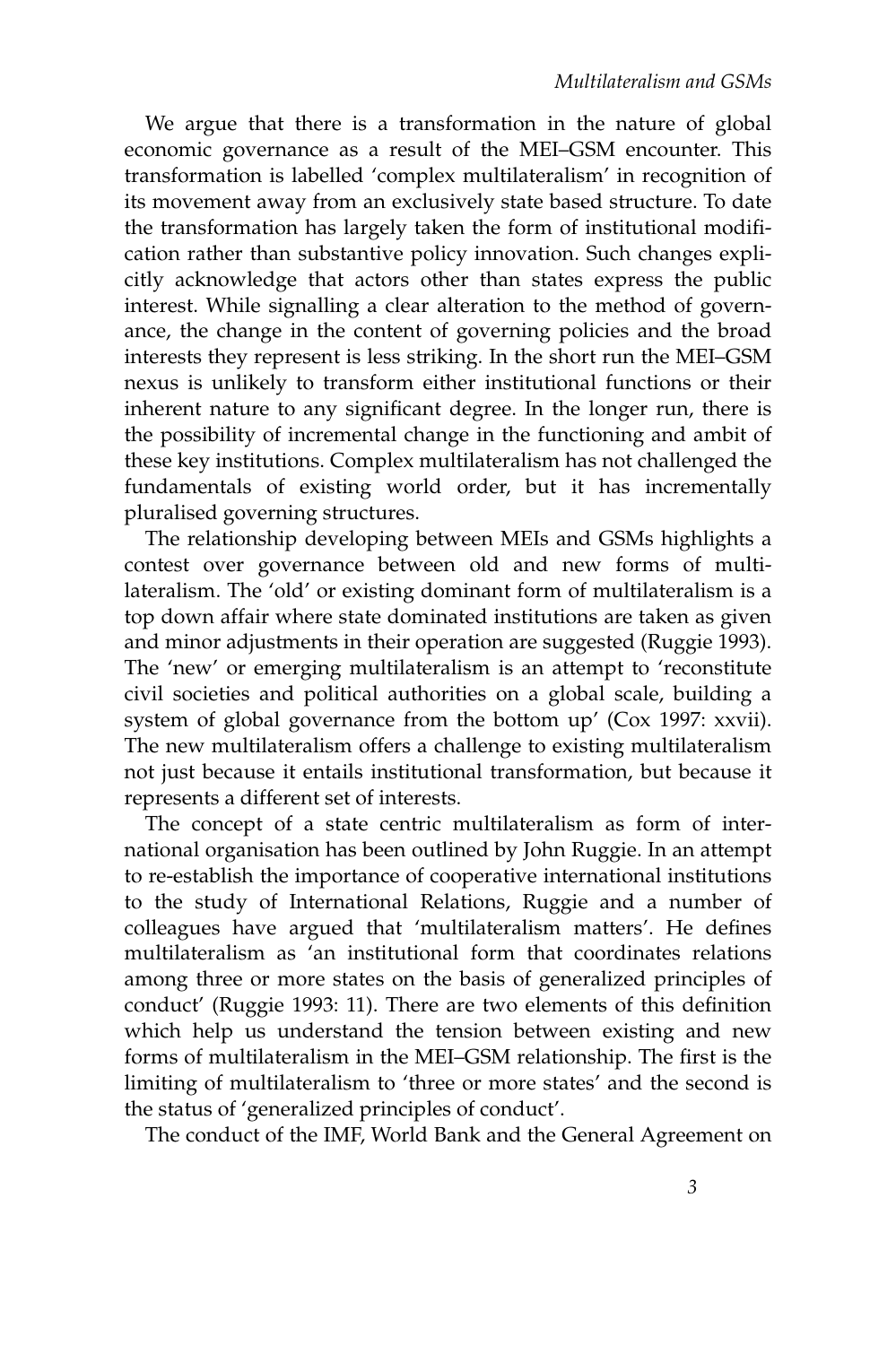We argue that there is a transformation in the nature of global economic governance as a result of the MEI–GSM encounter. This transformation is labelled 'complex multilateralism' in recognition of its movement away from an exclusively state based structure. To date the transformation has largely taken the form of institutional modification rather than substantive policy innovation. Such changes explicitly acknowledge that actors other than states express the public interest. While signalling a clear alteration to the method of governance, the change in the content of governing policies and the broad interests they represent is less striking. In the short run the MEI–GSM nexus is unlikely to transform either institutional functions or their inherent nature to any significant degree. In the longer run, there is the possibility of incremental change in the functioning and ambit of these key institutions. Complex multilateralism has not challenged the fundamentals of existing world order, but it has incrementally pluralised governing structures.

The relationship developing between MEIs and GSMs highlights a contest over governance between old and new forms of multilateralism. The 'old' or existing dominant form of multilateralism is a top down affair where state dominated institutions are taken as given and minor adjustments in their operation are suggested (Ruggie 1993). The 'new' or emerging multilateralism is an attempt to 'reconstitute civil societies and political authorities on a global scale, building a system of global governance from the bottom up' (Cox 1997: xxvii). The new multilateralism offers a challenge to existing multilateralism not just because it entails institutional transformation, but because it represents a different set of interests.

The concept of a state centric multilateralism as form of international organisation has been outlined by John Ruggie. In an attempt to re-establish the importance of cooperative international institutions to the study of International Relations, Ruggie and a number of colleagues have argued that 'multilateralism matters'. He defines multilateralism as 'an institutional form that coordinates relations among three or more states on the basis of generalized principles of conduct' (Ruggie 1993: 11). There are two elements of this definition which help us understand the tension between existing and new forms of multilateralism in the MEI–GSM relationship. The first is the limiting of multilateralism to 'three or more states' and the second is the status of 'generalized principles of conduct'.

The conduct of the IMF, World Bank and the General Agreement on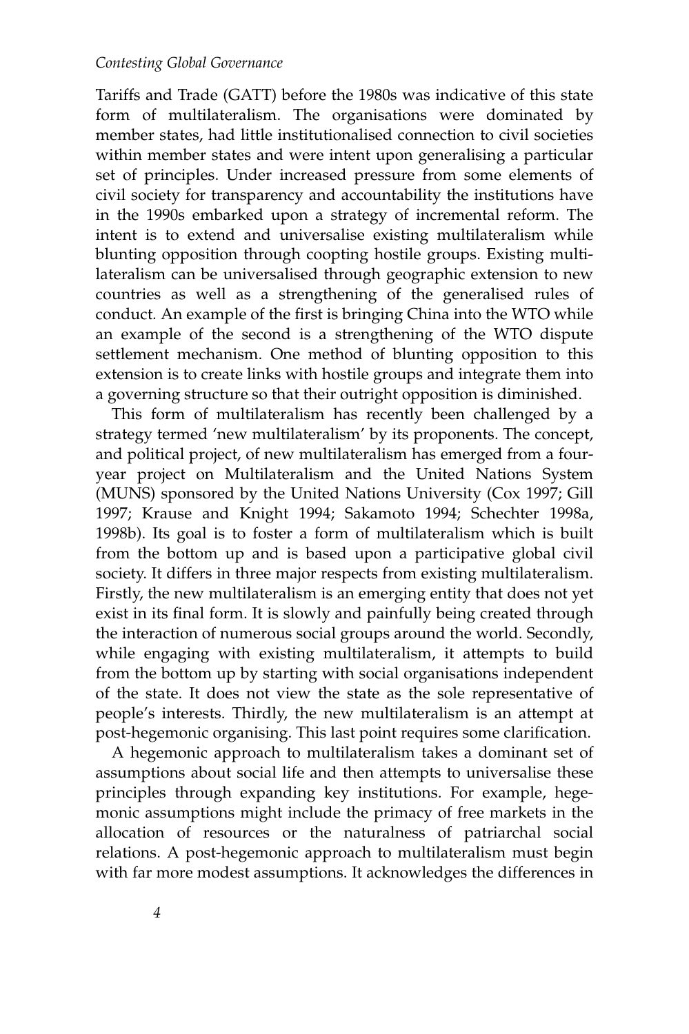Tariffs and Trade (GATT) before the 1980s was indicative of this state form of multilateralism. The organisations were dominated by member states, had little institutionalised connection to civil societies within member states and were intent upon generalising a particular set of principles. Under increased pressure from some elements of civil society for transparency and accountability the institutions have in the 1990s embarked upon a strategy of incremental reform. The intent is to extend and universalise existing multilateralism while blunting opposition through coopting hostile groups. Existing multilateralism can be universalised through geographic extension to new countries as well as a strengthening of the generalised rules of conduct. An example of the first is bringing China into the WTO while an example of the second is a strengthening of the WTO dispute settlement mechanism. One method of blunting opposition to this extension is to create links with hostile groups and integrate them into a governing structure so that their outright opposition is diminished.

This form of multilateralism has recently been challenged by a strategy termed 'new multilateralism' by its proponents. The concept, and political project, of new multilateralism has emerged from a four-year project on Multilateralism and the United Nations System (MUNS) sponsored by the United Nations University (Cox 1997; Gill 1997; Krause and Knight 1994; Sakamoto 1994; Schechter 1998a, 1998b). Its goal is to foster a form of multilateralism which is built from the bottom up and is based upon a participative global civil society. It differs in three major respects from existing multilateralism. Firstly, the new multilateralism is an emerging entity that does not yet exist in its final form. It is slowly and painfully being created through the interaction of numerous social groups around the world. Secondly, while engaging with existing multilateralism, it attempts to build from the bottom up by starting with social organisations independent of the state. It does not view the state as the sole representative of people's interests. Thirdly, the new multilateralism is an attempt at post-hegemonic organising. This last point requires some clarification.

A hegemonic approach to multilateralism takes a dominant set of assumptions about social life and then attempts to universalise these principles through expanding key institutions. For example, hegemonic assumptions might include the primacy of free markets in the allocation of resources or the naturalness of patriarchal social relations. A post-hegemonic approach to multilateralism must begin with far more modest assumptions. It acknowledges the differences in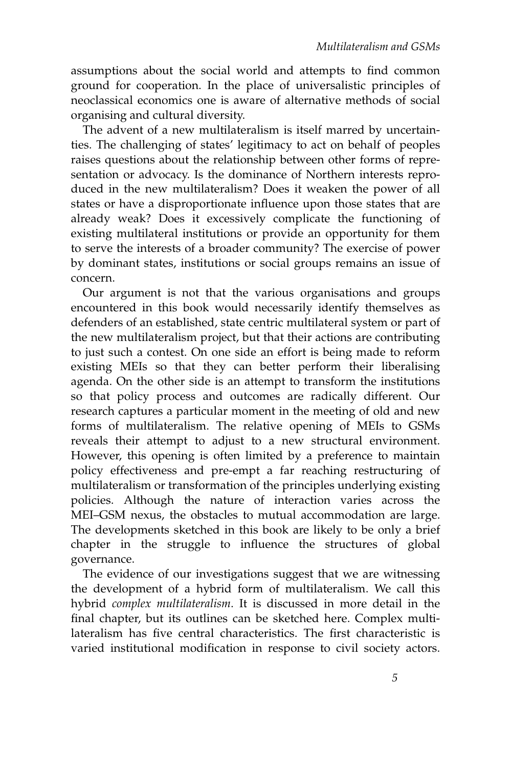assumptions about the social world and attempts to find common ground for cooperation. In the place of universalistic principles of neoclassical economics one is aware of alternative methods of social organising and cultural diversity.

The advent of a new multilateralism is itself marred by uncertainties. The challenging of states' legitimacy to act on behalf of peoples raises questions about the relationship between other forms of representation or advocacy. Is the dominance of Northern interests reproduced in the new multilateralism? Does it weaken the power of all states or have a disproportionate influence upon those states that are already weak? Does it excessively complicate the functioning of existing multilateral institutions or provide an opportunity for them to serve the interests of a broader community? The exercise of power by dominant states, institutions or social groups remains an issue of concern.

Our argument is not that the various organisations and groups encountered in this book would necessarily identify themselves as defenders of an established, state centric multilateral system or part of the new multilateralism project, but that their actions are contributing to just such a contest. On one side an effort is being made to reform existing MEIs so that they can better perform their liberalising agenda. On the other side is an attempt to transform the institutions so that policy process and outcomes are radically different. Our research captures a particular moment in the meeting of old and new forms of multilateralism. The relative opening of MEIs to GSMs reveals their attempt to adjust to a new structural environment. However, this opening is often limited by a preference to maintain policy effectiveness and pre-empt a far reaching restructuring of multilateralism or transformation of the principles underlying existing policies. Although the nature of interaction varies across the MEI–GSM nexus, the obstacles to mutual accommodation are large. The developments sketched in this book are likely to be only a brief chapter in the struggle to influence the structures of global governance.

The evidence of our investigations suggest that we are witnessing the development of a hybrid form of multilateralism. We call this hybrid *complex multilateralism*. It is discussed in more detail in the final chapter, but its outlines can be sketched here. Complex multilateralism has five central characteristics. The first characteristic is varied institutional modification in response to civil society actors.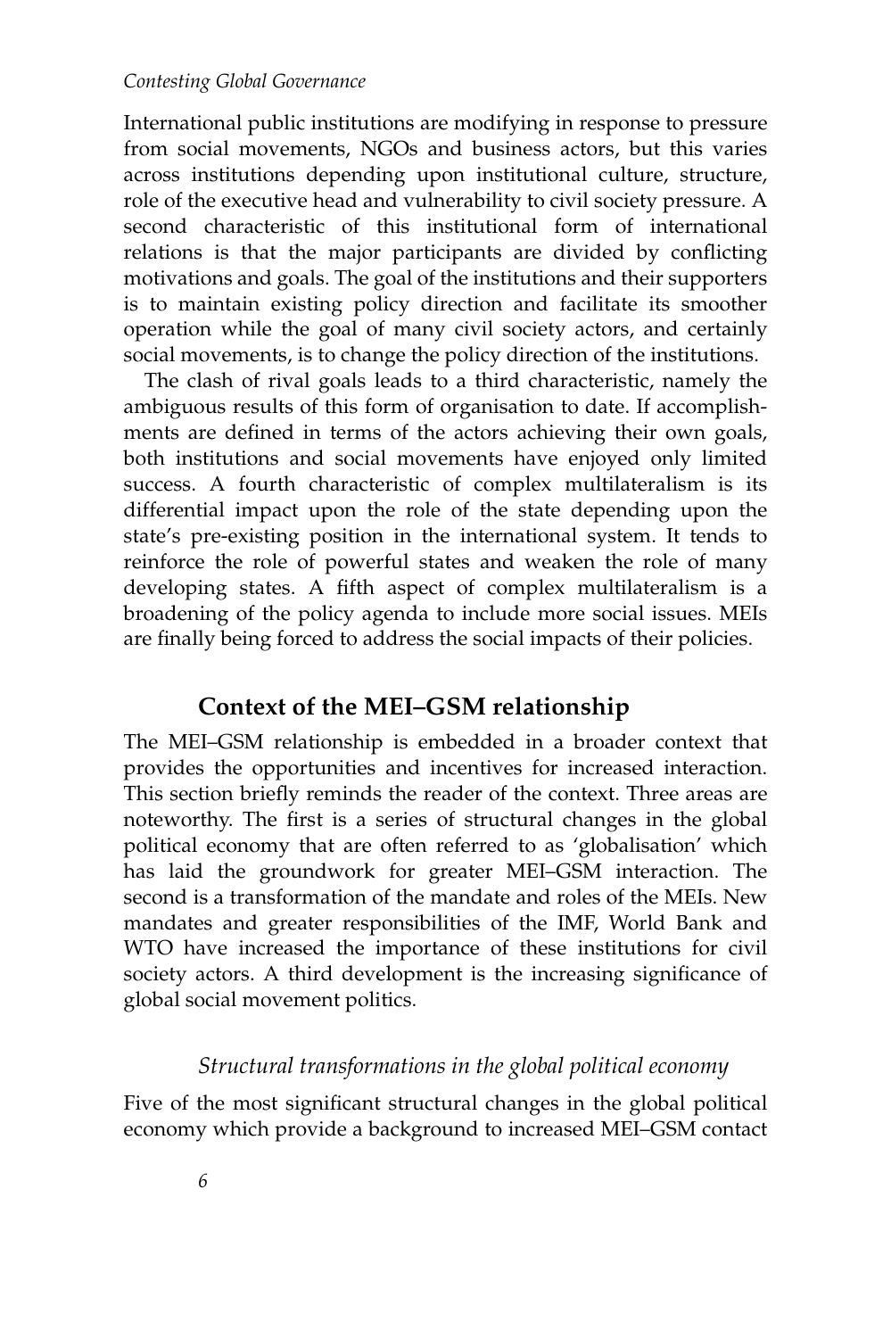International public institutions are modifying in response to pressure from social movements, NGOs and business actors, but this varies across institutions depending upon institutional culture, structure, role of the executive head and vulnerability to civil society pressure. A second characteristic of this institutional form of international relations is that the major participants are divided by conflicting motivations and goals. The goal of the institutions and their supporters is to maintain existing policy direction and facilitate its smoother operation while the goal of many civil society actors, and certainly social movements, is to change the policy direction of the institutions.

The clash of rival goals leads to a third characteristic, namely the ambiguous results of this form of organisation to date. If accomplishments are defined in terms of the actors achieving their own goals, both institutions and social movements have enjoyed only limited success. A fourth characteristic of complex multilateralism is its differential impact upon the role of the state depending upon the state's pre-existing position in the international system. It tends to reinforce the role of powerful states and weaken the role of many developing states. A fifth aspect of complex multilateralism is a broadening of the policy agenda to include more social issues. MEIs are finally being forced to address the social impacts of their policies.

## Context of the MEI–GSM relationship

The MEI–GSM relationship is embedded in a broader context that provides the opportunities and incentives for increased interaction. This section briefly reminds the reader of the context. Three areas are noteworthy. The first is a series of structural changes in the global political economy that are often referred to as 'globalisation' which has laid the groundwork for greater MEI–GSM interaction. The second is a transformation of the mandate and roles of the MEIs. New mandates and greater responsibilities of the IMF, World Bank and WTO have increased the importance of these institutions for civil society actors. A third development is the increasing significance of global social movement politics.

### *Structural transformations in the global political economy*

Five of the most significant structural changes in the global political economy which provide a background to increased MEI–GSM contact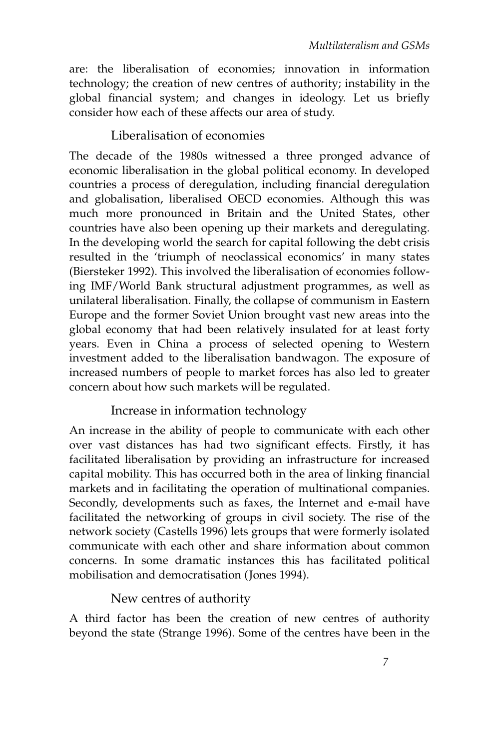are: the liberalisation of economies; innovation in information technology; the creation of new centres of authority; instability in the global financial system; and changes in ideology. Let us briefly consider how each of these affects our area of study.

### Liberalisation of economies

The decade of the 1980s witnessed a three pronged advance of economic liberalisation in the global political economy. In developed countries a process of deregulation, including financial deregulation and globalisation, liberalised OECD economies. Although this was much more pronounced in Britain and the United States, other countries have also been opening up their markets and deregulating. In the developing world the search for capital following the debt crisis resulted in the 'triumph of neoclassical economics' in many states (Biersteker 1992). This involved the liberalisation of economies following IMF/World Bank structural adjustment programmes, as well as unilateral liberalisation. Finally, the collapse of communism in Eastern Europe and the former Soviet Union brought vast new areas into the global economy that had been relatively insulated for at least forty years. Even in China a process of selected opening to Western investment added to the liberalisation bandwagon. The exposure of increased numbers of people to market forces has also led to greater concern about how such markets will be regulated.

### Increase in information technology

An increase in the ability of people to communicate with each other over vast distances has had two significant effects. Firstly, it has facilitated liberalisation by providing an infrastructure for increased capital mobility. This has occurred both in the area of linking financial markets and in facilitating the operation of multinational companies. Secondly, developments such as faxes, the Internet and e-mail have facilitated the networking of groups in civil society. The rise of the network society (Castells 1996) lets groups that were formerly isolated communicate with each other and share information about common concerns. In some dramatic instances this has facilitated political mobilisation and democratisation (Jones 1994).

### New centres of authority

A third factor has been the creation of new centres of authority beyond the state (Strange 1996). Some of the centres have been in the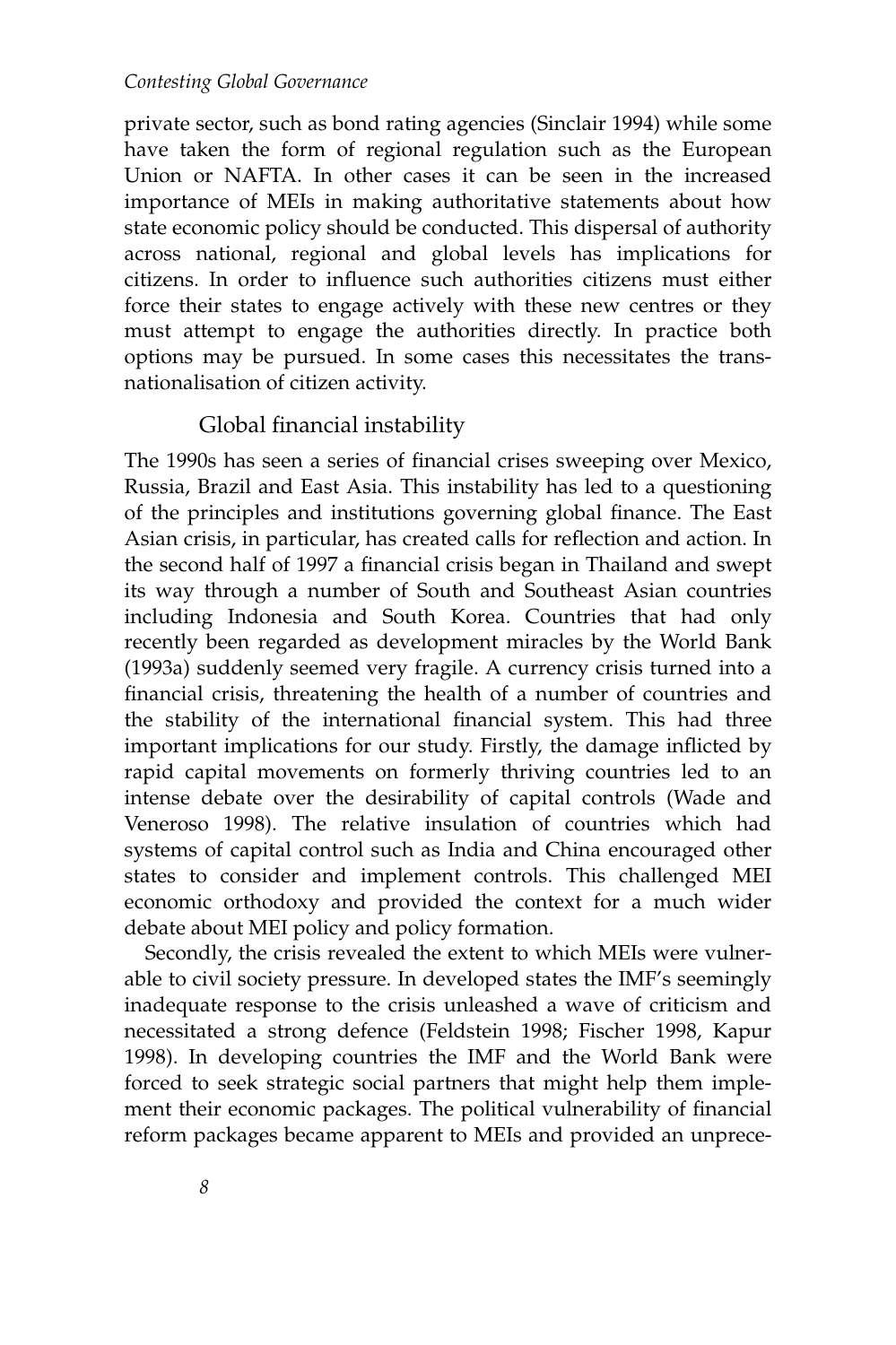private sector, such as bond rating agencies (Sinclair 1994) while some have taken the form of regional regulation such as the European Union or NAFTA. In other cases it can be seen in the increased importance of MEIs in making authoritative statements about how state economic policy should be conducted. This dispersal of authority across national, regional and global levels has implications for citizens. In order to influence such authorities citizens must either force their states to engage actively with these new centres or they must attempt to engage the authorities directly. In practice both options may be pursued. In some cases this necessitates the transnationalisation of citizen activity.

## Global financial instability

The 1990s has seen a series of financial crises sweeping over Mexico, Russia, Brazil and East Asia. This instability has led to a questioning of the principles and institutions governing global finance. The East Asian crisis, in particular, has created calls for reflection and action. In the second half of 1997 a financial crisis began in Thailand and swept its way through a number of South and Southeast Asian countries including Indonesia and South Korea. Countries that had only recently been regarded as development miracles by the World Bank (1993a) suddenly seemed very fragile. A currency crisis turned into a financial crisis, threatening the health of a number of countries and the stability of the international financial system. This had three important implications for our study. Firstly, the damage inflicted by rapid capital movements on formerly thriving countries led to an intense debate over the desirability of capital controls (Wade and Veneroso 1998). The relative insulation of countries which had systems of capital control such as India and China encouraged other states to consider and implement controls. This challenged MEI economic orthodoxy and provided the context for a much wider debate about MEI policy and policy formation.

Secondly, the crisis revealed the extent to which MEIs were vulnerable to civil society pressure. In developed states the IMF's seemingly inadequate response to the crisis unleashed a wave of criticism and necessitated a strong defence (Feldstein 1998; Fischer 1998, Kapur 1998). In developing countries the IMF and the World Bank were forced to seek strategic social partners that might help them implement their economic packages. The political vulnerability of financial reform packages became apparent to MEIs and provided an unprece-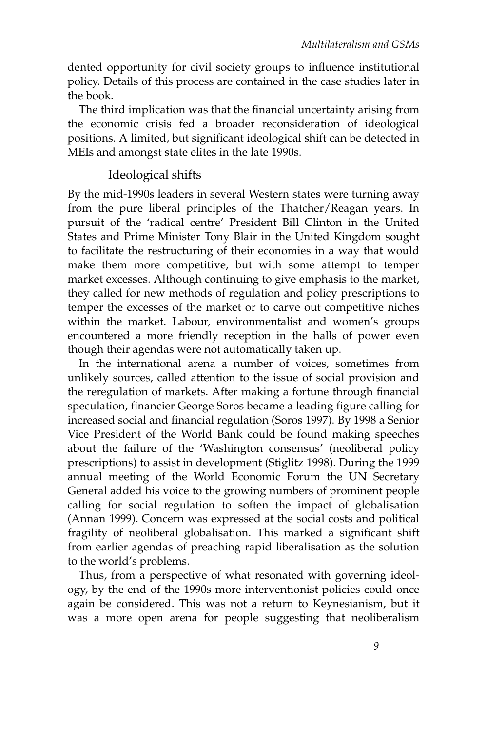dented opportunity for civil society groups to influence institutional policy. Details of this process are contained in the case studies later in the book.

The third implication was that the financial uncertainty arising from the economic crisis fed a broader reconsideration of ideological positions. A limited, but significant ideological shift can be detected in MEIs and amongst state elites in the late 1990s.

## Ideological shifts

By the mid-1990s leaders in several Western states were turning away from the pure liberal principles of the Thatcher/Reagan years. In pursuit of the 'radical centre' President Bill Clinton in the United States and Prime Minister Tony Blair in the United Kingdom sought to facilitate the restructuring of their economies in a way that would make them more competitive, but with some attempt to temper market excesses. Although continuing to give emphasis to the market, they called for new methods of regulation and policy prescriptions to temper the excesses of the market or to carve out competitive niches within the market. Labour, environmentalist and women's groups encountered a more friendly reception in the halls of power even though their agendas were not automatically taken up.

In the international arena a number of voices, sometimes from unlikely sources, called attention to the issue of social provision and the reregulation of markets. After making a fortune through financial speculation, financier George Soros became a leading figure calling for increased social and financial regulation (Soros 1997). By 1998 a Senior Vice President of the World Bank could be found making speeches about the failure of the 'Washington consensus' (neoliberal policy prescriptions) to assist in development (Stiglitz 1998). During the 1999 annual meeting of the World Economic Forum the UN Secretary General added his voice to the growing numbers of prominent people calling for social regulation to soften the impact of globalisation (Annan 1999). Concern was expressed at the social costs and political fragility of neoliberal globalisation. This marked a significant shift from earlier agendas of preaching rapid liberalisation as the solution to the world's problems.

Thus, from a perspective of what resonated with governing ideology, by the end of the 1990s more interventionist policies could once again be considered. This was not a return to Keynesianism, but it was a more open arena for people suggesting that neoliberalism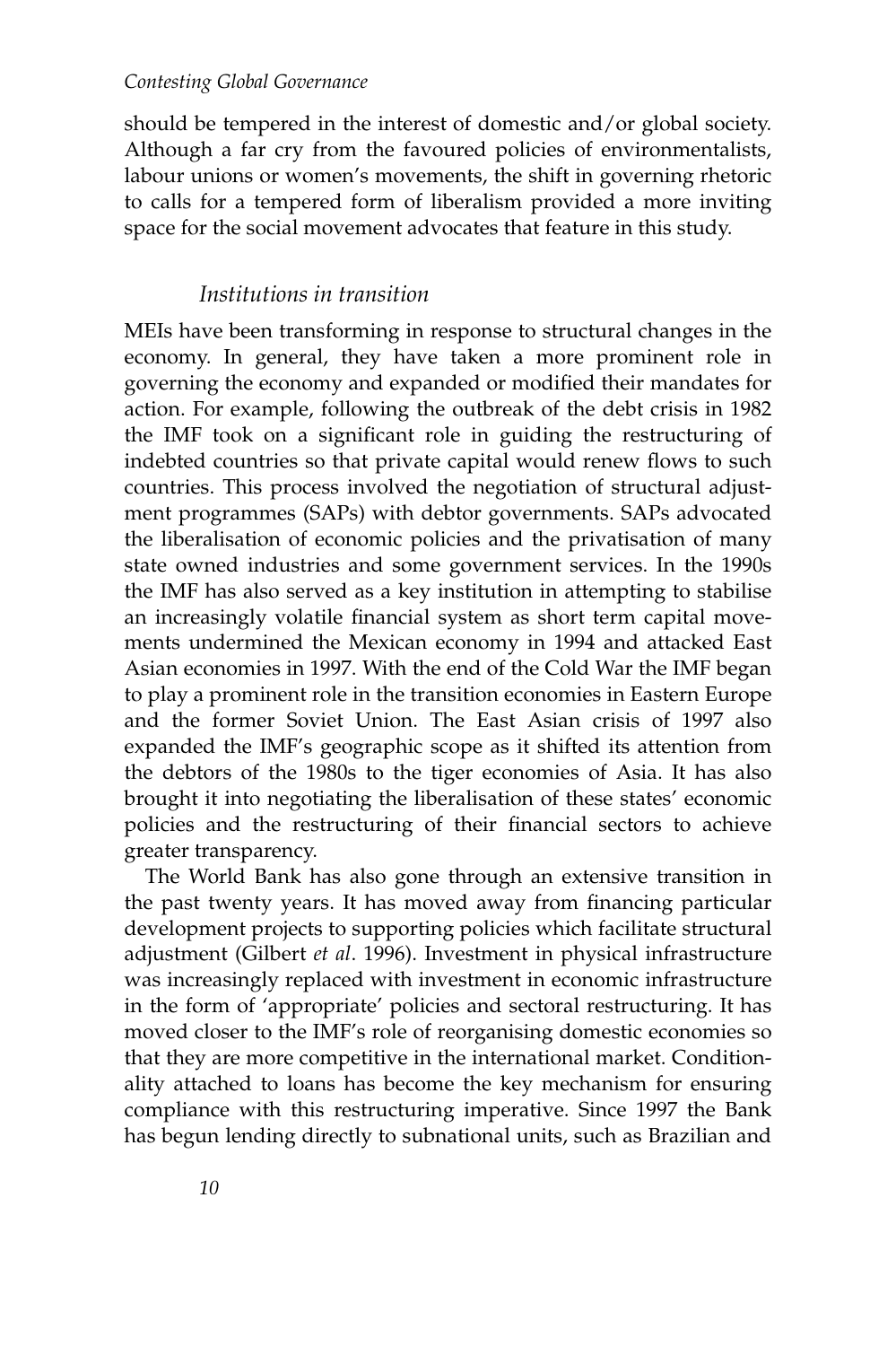should be tempered in the interest of domestic and/or global society. Although a far cry from the favoured policies of environmentalists, labour unions or women's movements, the shift in governing rhetoric to calls for a tempered form of liberalism provided a more inviting space for the social movement advocates that feature in this study.

### *Institutions in transition*

MEIs have been transforming in response to structural changes in the economy. In general, they have taken a more prominent role in governing the economy and expanded or modified their mandates for action. For example, following the outbreak of the debt crisis in 1982 the IMF took on a significant role in guiding the restructuring of indebted countries so that private capital would renew flows to such countries. This process involved the negotiation of structural adjustment programmes (SAPs) with debtor governments. SAPs advocated the liberalisation of economic policies and the privatisation of many state owned industries and some government services. In the 1990s the IMF has also served as a key institution in attempting to stabilise an increasingly volatile financial system as short term capital movements undermined the Mexican economy in 1994 and attacked East Asian economies in 1997. With the end of the Cold War the IMF began to play a prominent role in the transition economies in Eastern Europe and the former Soviet Union. The East Asian crisis of 1997 also expanded the IMF's geographic scope as it shifted its attention from the debtors of the 1980s to the tiger economies of Asia. It has also brought it into negotiating the liberalisation of these states' economic policies and the restructuring of their financial sectors to achieve greater transparency.

The World Bank has also gone through an extensive transition in the past twenty years. It has moved away from financing particular development projects to supporting policies which facilitate structural adjustment (Gilbert *et al*. 1996). Investment in physical infrastructure was increasingly replaced with investment in economic infrastructure in the form of 'appropriate' policies and sectoral restructuring. It has moved closer to the IMF's role of reorganising domestic economies so that they are more competitive in the international market. Conditionality attached to loans has become the key mechanism for ensuring compliance with this restructuring imperative. Since 1997 the Bank has begun lending directly to subnational units, such as Brazilian and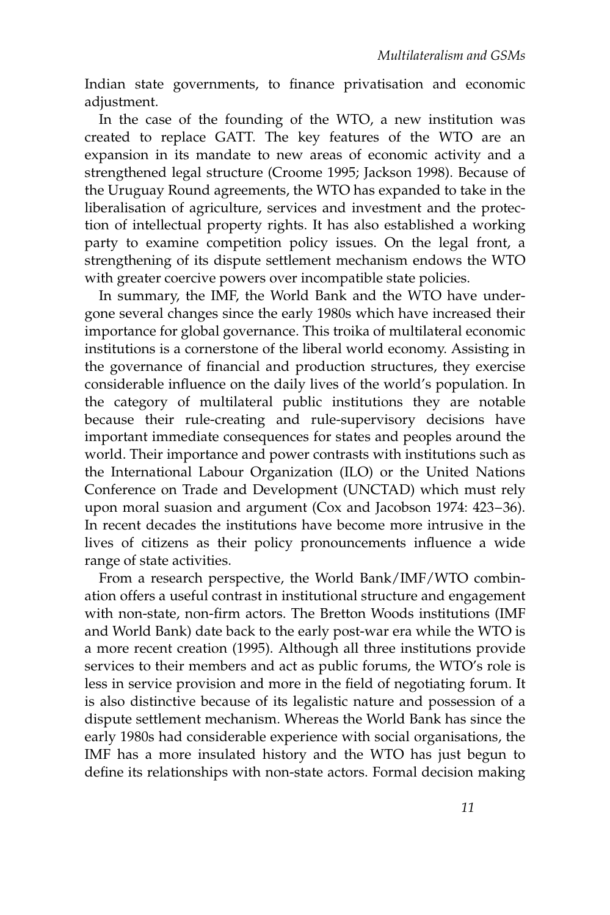Indian state governments, to finance privatisation and economic adjustment.

In the case of the founding of the WTO, a new institution was created to replace GATT. The key features of the WTO are an expansion in its mandate to new areas of economic activity and a strengthened legal structure (Croome 1995; Jackson 1998). Because of the Uruguay Round agreements, the WTO has expanded to take in the liberalisation of agriculture, services and investment and the protection of intellectual property rights. It has also established a working party to examine competition policy issues. On the legal front, a strengthening of its dispute settlement mechanism endows the WTO with greater coercive powers over incompatible state policies.

In summary, the IMF, the World Bank and the WTO have undergone several changes since the early 1980s which have increased their importance for global governance. This troika of multilateral economic institutions is a cornerstone of the liberal world economy. Assisting in the governance of financial and production structures, they exercise considerable influence on the daily lives of the world's population. In the category of multilateral public institutions they are notable because their rule-creating and rule-supervisory decisions have important immediate consequences for states and peoples around the world. Their importance and power contrasts with institutions such as the International Labour Organization (ILO) or the United Nations Conference on Trade and Development (UNCTAD) which must rely upon moral suasion and argument (Cox and Jacobson 1974: 423–36). In recent decades the institutions have become more intrusive in the lives of citizens as their policy pronouncements influence a wide range of state activities.

From a research perspective, the World Bank/IMF/WTO combination offers a useful contrast in institutional structure and engagement with non-state, non-firm actors. The Bretton Woods institutions (IMF and World Bank) date back to the early post-war era while the WTO is a more recent creation (1995). Although all three institutions provide services to their members and act as public forums, the WTO's role is less in service provision and more in the field of negotiating forum. It is also distinctive because of its legalistic nature and possession of a dispute settlement mechanism. Whereas the World Bank has since the early 1980s had considerable experience with social organisations, the IMF has a more insulated history and the WTO has just begun to define its relationships with non-state actors. Formal decision making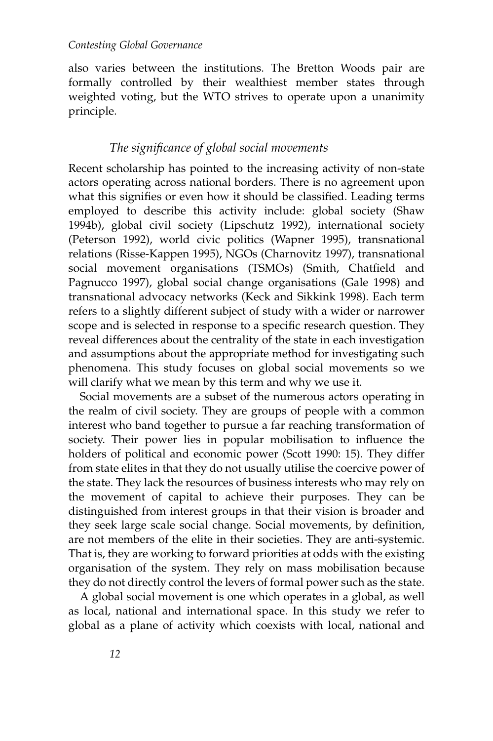also varies between the institutions. The Bretton Woods pair are formally controlled by their wealthiest member states through weighted voting, but the WTO strives to operate upon a unanimity principle.

### *The significance of global social movements*

Recent scholarship has pointed to the increasing activity of non-state actors operating across national borders. There is no agreement upon what this signifies or even how it should be classified. Leading terms employed to describe this activity include: global society (Shaw 1994b), global civil society (Lipschutz 1992), international society (Peterson 1992), world civic politics (Wapner 1995), transnational relations (Risse-Kappen 1995), NGOs (Charnovitz 1997), transnational social movement organisations (TSMOs) (Smith, Chatfield and Pagnucco 1997), global social change organisations (Gale 1998) and transnational advocacy networks (Keck and Sikkink 1998). Each term refers to a slightly different subject of study with a wider or narrower scope and is selected in response to a specific research question. They reveal differences about the centrality of the state in each investigation and assumptions about the appropriate method for investigating such phenomena. This study focuses on global social movements so we will clarify what we mean by this term and why we use it.

Social movements are a subset of the numerous actors operating in the realm of civil society. They are groups of people with a common interest who band together to pursue a far reaching transformation of society. Their power lies in popular mobilisation to influence the holders of political and economic power (Scott 1990: 15). They differ from state elites in that they do not usually utilise the coercive power of the state. They lack the resources of business interests who may rely on the movement of capital to achieve their purposes. They can be distinguished from interest groups in that their vision is broader and they seek large scale social change. Social movements, by definition, are not members of the elite in their societies. They are anti-systemic. That is, they are working to forward priorities at odds with the existing organisation of the system. They rely on mass mobilisation because they do not directly control the levers of formal power such as the state.

A global social movement is one which operates in a global, as well as local, national and international space. In this study we refer to global as a plane of activity which coexists with local, national and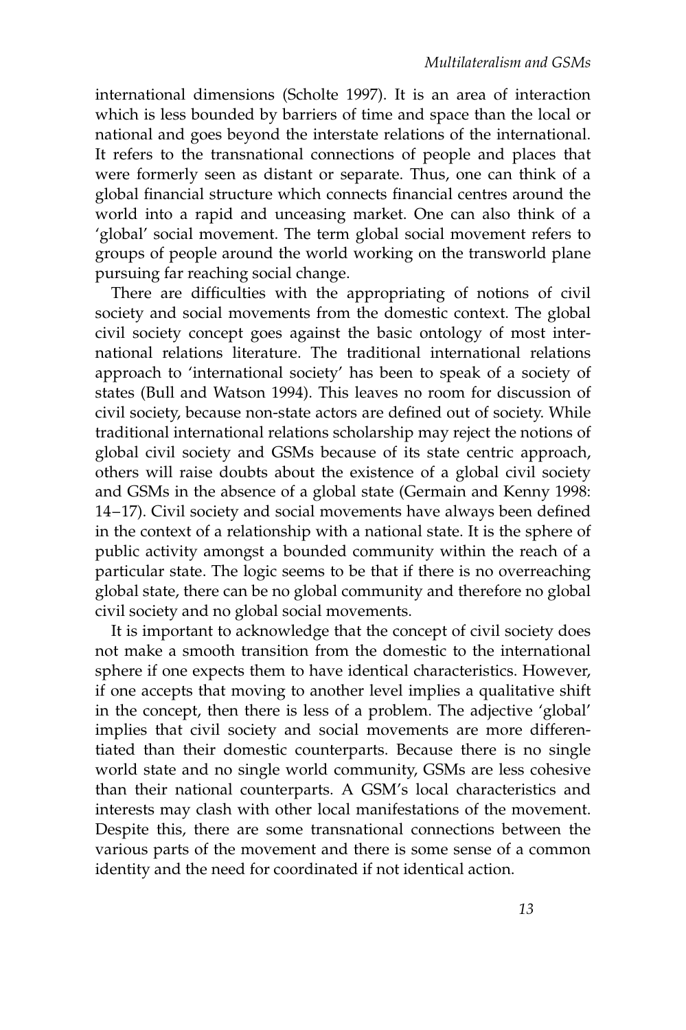international dimensions (Scholte 1997). It is an area of interaction which is less bounded by barriers of time and space than the local or national and goes beyond the interstate relations of the international. It refers to the transnational connections of people and places that were formerly seen as distant or separate. Thus, one can think of a global financial structure which connects financial centres around the world into a rapid and unceasing market. One can also think of a 'global' social movement. The term global social movement refers to groups of people around the world working on the transworld plane pursuing far reaching social change.

There are difficulties with the appropriating of notions of civil society and social movements from the domestic context. The global civil society concept goes against the basic ontology of most international relations literature. The traditional international relations approach to 'international society' has been to speak of a society of states (Bull and Watson 1994). This leaves no room for discussion of civil society, because non-state actors are defined out of society. While traditional international relations scholarship may reject the notions of global civil society and GSMs because of its state centric approach, others will raise doubts about the existence of a global civil society and GSMs in the absence of a global state (Germain and Kenny 1998: 14–17). Civil society and social movements have always been defined in the context of a relationship with a national state. It is the sphere of public activity amongst a bounded community within the reach of a particular state. The logic seems to be that if there is no overreaching global state, there can be no global community and therefore no global civil society and no global social movements.

It is important to acknowledge that the concept of civil society does not make a smooth transition from the domestic to the international sphere if one expects them to have identical characteristics. However, if one accepts that moving to another level implies a qualitative shift in the concept, then there is less of a problem. The adjective 'global' implies that civil society and social movements are more differentiated than their domestic counterparts. Because there is no single world state and no single world community, GSMs are less cohesive than their national counterparts. A GSM's local characteristics and interests may clash with other local manifestations of the movement. Despite this, there are some transnational connections between the various parts of the movement and there is some sense of a common identity and the need for coordinated if not identical action.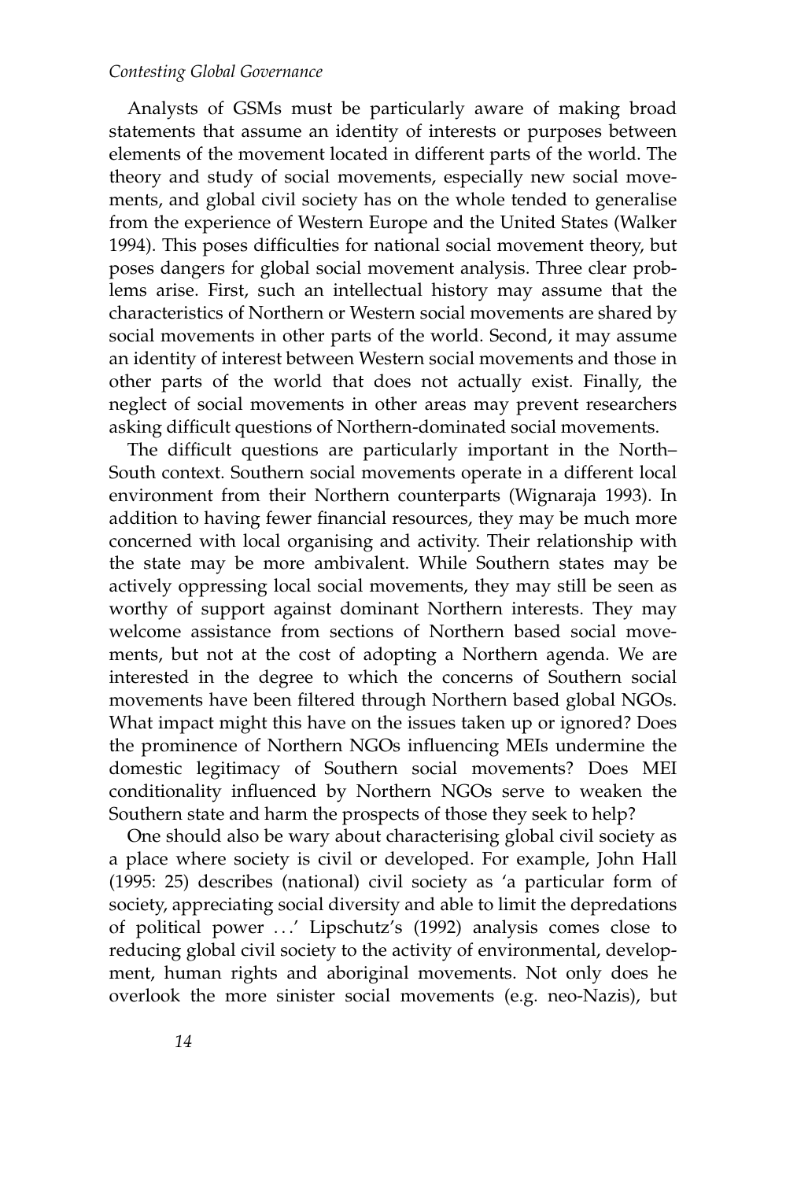Analysts of GSMs must be particularly aware of making broad statements that assume an identity of interests or purposes between elements of the movement located in different parts of the world. The theory and study of social movements, especially new social movements, and global civil society has on the whole tended to generalise from the experience of Western Europe and the United States (Walker 1994). This poses difficulties for national social movement theory, but poses dangers for global social movement analysis. Three clear problems arise. First, such an intellectual history may assume that the characteristics of Northern or Western social movements are shared by social movements in other parts of the world. Second, it may assume an identity of interest between Western social movements and those in other parts of the world that does not actually exist. Finally, the neglect of social movements in other areas may prevent researchers asking difficult questions of Northern-dominated social movements.

The difficult questions are particularly important in the North–South context. Southern social movements operate in a different local environment from their Northern counterparts (Wignaraja 1993). In addition to having fewer financial resources, they may be much more concerned with local organising and activity. Their relationship with the state may be more ambivalent. While Southern states may be actively oppressing local social movements, they may still be seen as worthy of support against dominant Northern interests. They may welcome assistance from sections of Northern based social movements, but not at the cost of adopting a Northern agenda. We are interested in the degree to which the concerns of Southern social movements have been filtered through Northern based global NGOs. What impact might this have on the issues taken up or ignored? Does the prominence of Northern NGOs influencing MEIs undermine the domestic legitimacy of Southern social movements? Does MEI conditionality influenced by Northern NGOs serve to weaken the Southern state and harm the prospects of those they seek to help?

One should also be wary about characterising global civil society as a place where society is civil or developed. For example, John Hall (1995: 25) describes (national) civil society as 'a particular form of society, appreciating social diversity and able to limit the depredations of political power . . .' Lipschutz's (1992) analysis comes close to reducing global civil society to the activity of environmental, development, human rights and aboriginal movements. Not only does he overlook the more sinister social movements (e.g. neo-Nazis), but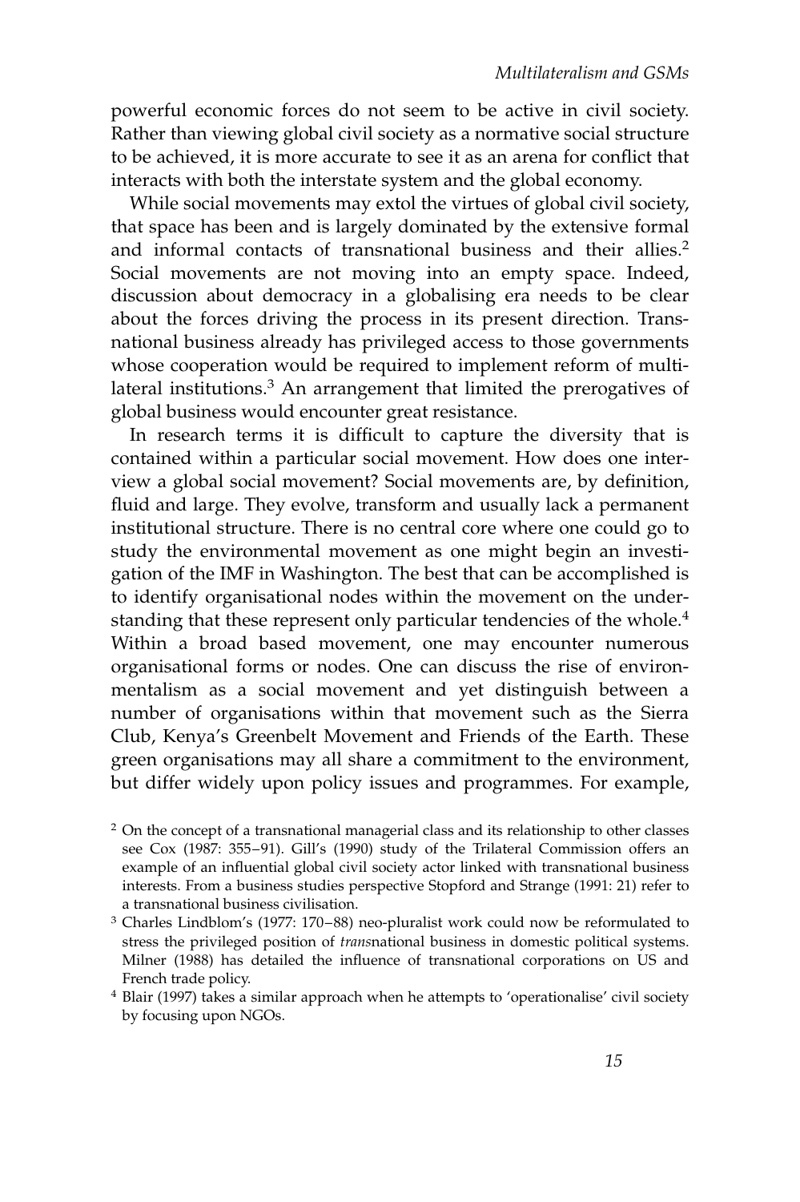powerful economic forces do not seem to be active in civil society. Rather than viewing global civil society as a normative social structure to be achieved, it is more accurate to see it as an arena for conflict that interacts with both the interstate system and the global economy.

While social movements may extol the virtues of global civil society, that space has been and is largely dominated by the extensive formal and informal contacts of transnational business and their allies.[2] Social movements are not moving into an empty space. Indeed, discussion about democracy in a globalising era needs to be clear about the forces driving the process in its present direction. Transnational business already has privileged access to those governments whose cooperation would be required to implement reform of multilateral institutions.[3] An arrangement that limited the prerogatives of global business would encounter great resistance.

In research terms it is difficult to capture the diversity that is contained within a particular social movement. How does one interview a global social movement? Social movements are, by definition, fluid and large. They evolve, transform and usually lack a permanent institutional structure. There is no central core where one could go to study the environmental movement as one might begin an investigation of the IMF in Washington. The best that can be accomplished is to identify organisational nodes within the movement on the understanding that these represent only particular tendencies of the whole.[4] Within a broad based movement, one may encounter numerous organisational forms or nodes. One can discuss the rise of environmentalism as a social movement and yet distinguish between a number of organisations within that movement such as the Sierra Club, Kenya's Greenbelt Movement and Friends of the Earth. These green organisations may all share a commitment to the environment, but differ widely upon policy issues and programmes. For example,

[2] On the concept of a transnational managerial class and its relationship to other classes see Cox (1987: 355–91). Gill's (1990) study of the Trilateral Commission offers an example of an influential global civil society actor linked with transnational business interests. From a business studies perspective Stopford and Strange (1991: 21) refer to a transnational business civilisation.

[3] Charles Lindblom's (1977: 170–88) neo-pluralist work could now be reformulated to stress the privileged position of *trans*national business in domestic political systems. Milner (1988) has detailed the influence of transnational corporations on US and French trade policy.

[4] Blair (1997) takes a similar approach when he attempts to 'operationalise' civil society by focusing upon NGOs.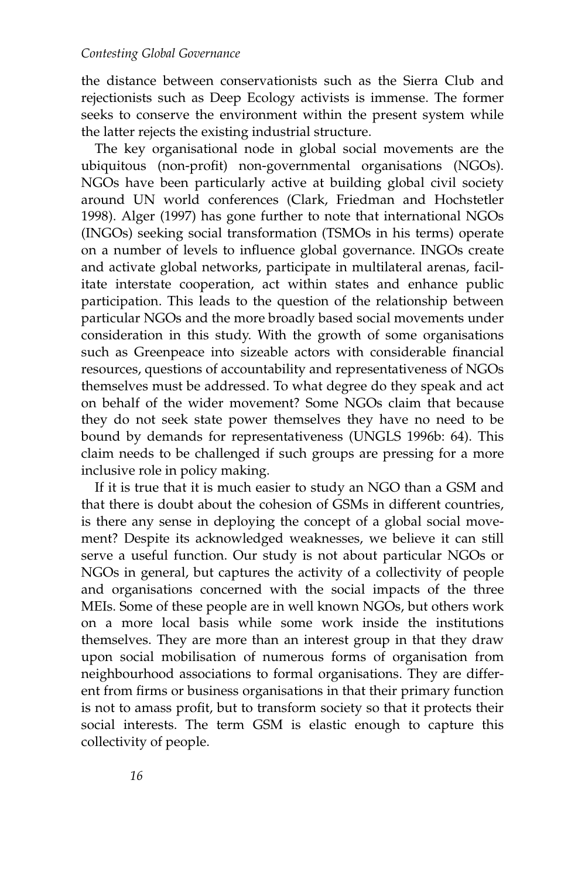the distance between conservationists such as the Sierra Club and rejectionists such as Deep Ecology activists is immense. The former seeks to conserve the environment within the present system while the latter rejects the existing industrial structure.

The key organisational node in global social movements are the ubiquitous (non-profit) non-governmental organisations (NGOs). NGOs have been particularly active at building global civil society around UN world conferences (Clark, Friedman and Hochstetler 1998). Alger (1997) has gone further to note that international NGOs (INGOs) seeking social transformation (TSMOs in his terms) operate on a number of levels to influence global governance. INGOs create and activate global networks, participate in multilateral arenas, facilitate interstate cooperation, act within states and enhance public participation. This leads to the question of the relationship between particular NGOs and the more broadly based social movements under consideration in this study. With the growth of some organisations such as Greenpeace into sizeable actors with considerable financial resources, questions of accountability and representativeness of NGOs themselves must be addressed. To what degree do they speak and act on behalf of the wider movement? Some NGOs claim that because they do not seek state power themselves they have no need to be bound by demands for representativeness (UNGLS 1996b: 64). This claim needs to be challenged if such groups are pressing for a more inclusive role in policy making.

If it is true that it is much easier to study an NGO than a GSM and that there is doubt about the cohesion of GSMs in different countries, is there any sense in deploying the concept of a global social movement? Despite its acknowledged weaknesses, we believe it can still serve a useful function. Our study is not about particular NGOs or NGOs in general, but captures the activity of a collectivity of people and organisations concerned with the social impacts of the three MEIs. Some of these people are in well known NGOs, but others work on a more local basis while some work inside the institutions themselves. They are more than an interest group in that they draw upon social mobilisation of numerous forms of organisation from neighbourhood associations to formal organisations. They are different from firms or business organisations in that their primary function is not to amass profit, but to transform society so that it protects their social interests. The term GSM is elastic enough to capture this collectivity of people.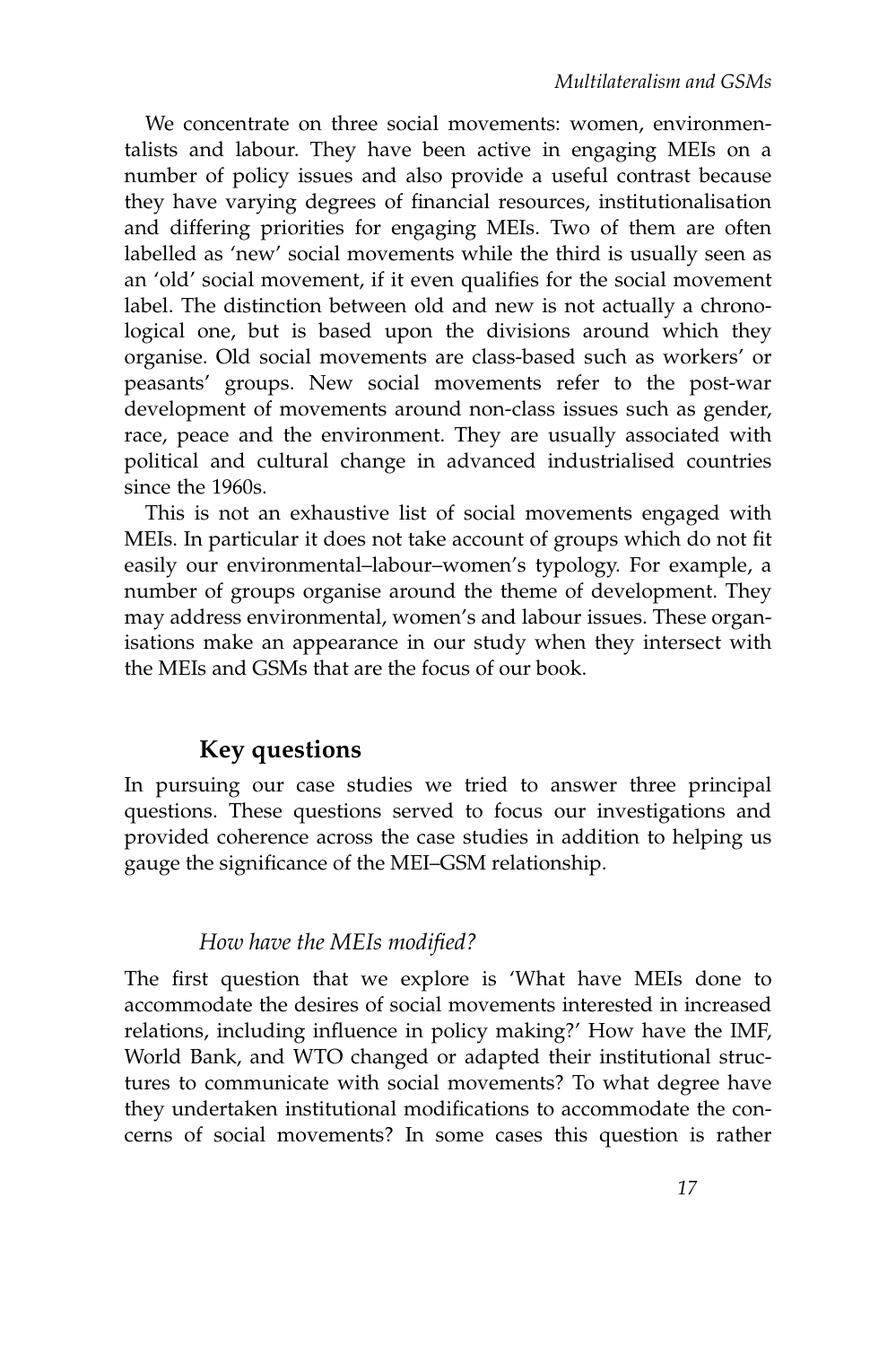We concentrate on three social movements: women, environmentalists and labour. They have been active in engaging MEIs on a number of policy issues and also provide a useful contrast because they have varying degrees of financial resources, institutionalisation and differing priorities for engaging MEIs. Two of them are often labelled as 'new' social movements while the third is usually seen as an 'old' social movement, if it even qualifies for the social movement label. The distinction between old and new is not actually a chronological one, but is based upon the divisions around which they organise. Old social movements are class-based such as workers' or peasants' groups. New social movements refer to the post-war development of movements around non-class issues such as gender, race, peace and the environment. They are usually associated with political and cultural change in advanced industrialised countries since the 1960s.

This is not an exhaustive list of social movements engaged with MEIs. In particular it does not take account of groups which do not fit easily our environmental–labour–women's typology. For example, a number of groups organise around the theme of development. They may address environmental, women's and labour issues. These organisations make an appearance in our study when they intersect with the MEIs and GSMs that are the focus of our book.

## Key questions

In pursuing our case studies we tried to answer three principal questions. These questions served to focus our investigations and provided coherence across the case studies in addition to helping us gauge the significance of the MEI–GSM relationship.

### *How have the MEIs modified?*

The first question that we explore is 'What have MEIs done to accommodate the desires of social movements interested in increased relations, including influence in policy making?' How have the IMF, World Bank, and WTO changed or adapted their institutional structures to communicate with social movements? To what degree have they undertaken institutional modifications to accommodate the concerns of social movements? In some cases this question is rather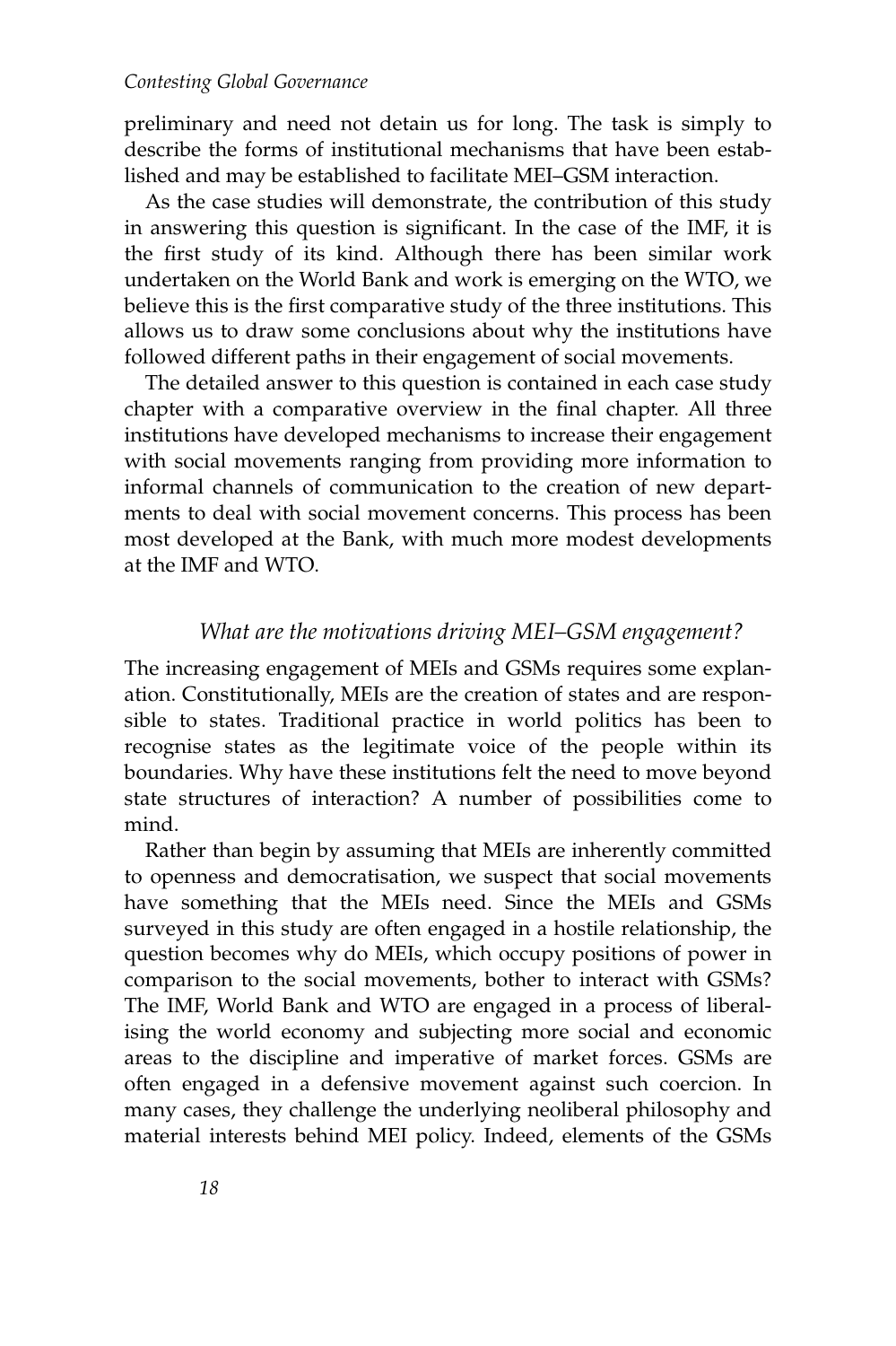preliminary and need not detain us for long. The task is simply to describe the forms of institutional mechanisms that have been established and may be established to facilitate MEI–GSM interaction.

As the case studies will demonstrate, the contribution of this study in answering this question is significant. In the case of the IMF, it is the first study of its kind. Although there has been similar work undertaken on the World Bank and work is emerging on the WTO, we believe this is the first comparative study of the three institutions. This allows us to draw some conclusions about why the institutions have followed different paths in their engagement of social movements.

The detailed answer to this question is contained in each case study chapter with a comparative overview in the final chapter. All three institutions have developed mechanisms to increase their engagement with social movements ranging from providing more information to informal channels of communication to the creation of new departments to deal with social movement concerns. This process has been most developed at the Bank, with much more modest developments at the IMF and WTO.

### *What are the motivations driving MEI–GSM engagement?*

The increasing engagement of MEIs and GSMs requires some explanation. Constitutionally, MEIs are the creation of states and are responsible to states. Traditional practice in world politics has been to recognise states as the legitimate voice of the people within its boundaries. Why have these institutions felt the need to move beyond state structures of interaction? A number of possibilities come to mind.

Rather than begin by assuming that MEIs are inherently committed to openness and democratisation, we suspect that social movements have something that the MEIs need. Since the MEIs and GSMs surveyed in this study are often engaged in a hostile relationship, the question becomes why do MEIs, which occupy positions of power in comparison to the social movements, bother to interact with GSMs? The IMF, World Bank and WTO are engaged in a process of liberalising the world economy and subjecting more social and economic areas to the discipline and imperative of market forces. GSMs are often engaged in a defensive movement against such coercion. In many cases, they challenge the underlying neoliberal philosophy and material interests behind MEI policy. Indeed, elements of the GSMs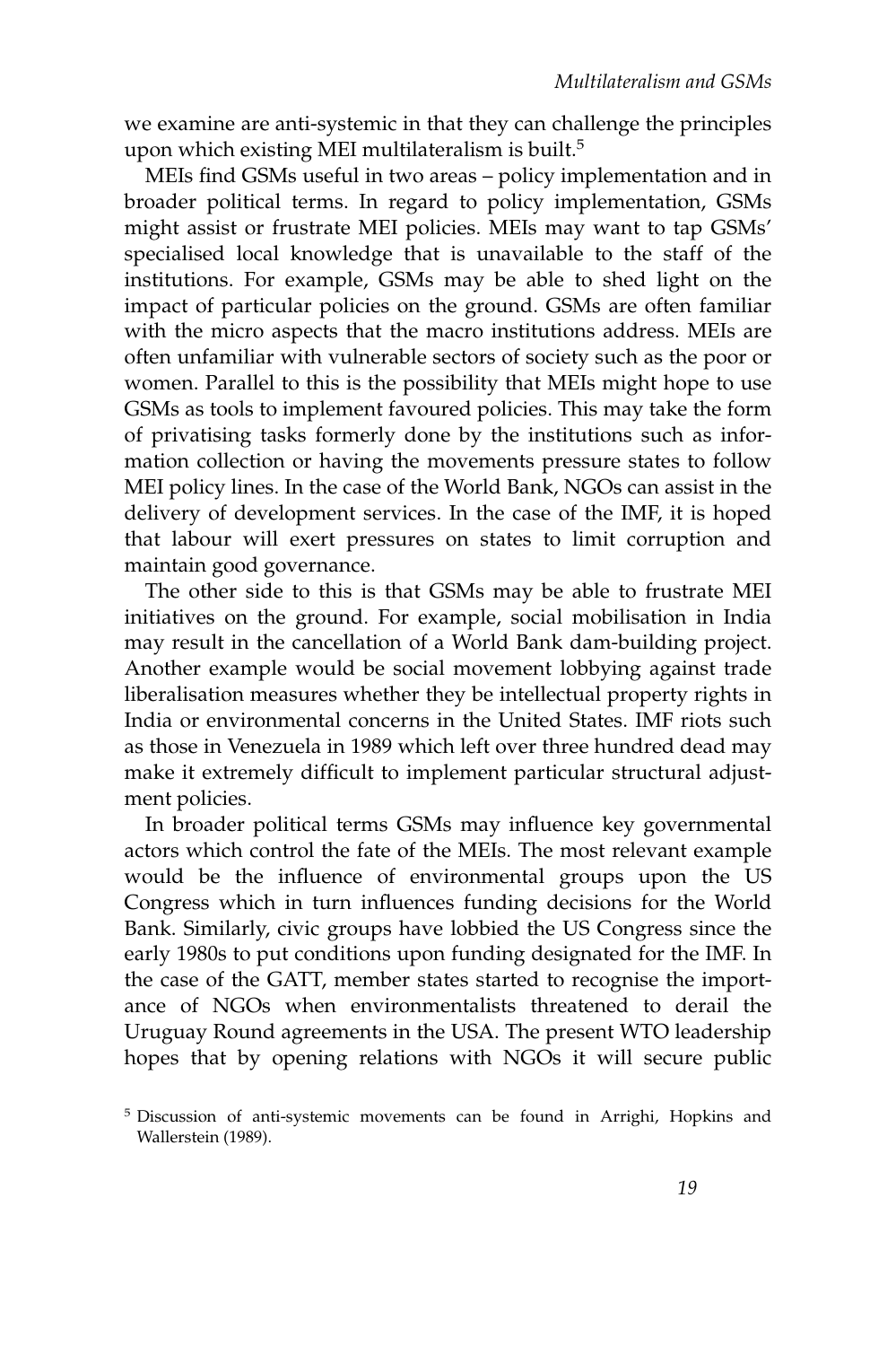we examine are anti-systemic in that they can challenge the principles upon which existing MEI multilateralism is built.[5]

MEIs find GSMs useful in two areas – policy implementation and in broader political terms. In regard to policy implementation, GSMs might assist or frustrate MEI policies. MEIs may want to tap GSMs' specialised local knowledge that is unavailable to the staff of the institutions. For example, GSMs may be able to shed light on the impact of particular policies on the ground. GSMs are often familiar with the micro aspects that the macro institutions address. MEIs are often unfamiliar with vulnerable sectors of society such as the poor or women. Parallel to this is the possibility that MEIs might hope to use GSMs as tools to implement favoured policies. This may take the form of privatising tasks formerly done by the institutions such as information collection or having the movements pressure states to follow MEI policy lines. In the case of the World Bank, NGOs can assist in the delivery of development services. In the case of the IMF, it is hoped that labour will exert pressures on states to limit corruption and maintain good governance.

The other side to this is that GSMs may be able to frustrate MEI initiatives on the ground. For example, social mobilisation in India may result in the cancellation of a World Bank dam-building project. Another example would be social movement lobbying against trade liberalisation measures whether they be intellectual property rights in India or environmental concerns in the United States. IMF riots such as those in Venezuela in 1989 which left over three hundred dead may make it extremely difficult to implement particular structural adjustment policies.

In broader political terms GSMs may influence key governmental actors which control the fate of the MEIs. The most relevant example would be the influence of environmental groups upon the US Congress which in turn influences funding decisions for the World Bank. Similarly, civic groups have lobbied the US Congress since the early 1980s to put conditions upon funding designated for the IMF. In the case of the GATT, member states started to recognise the importance of NGOs when environmentalists threatened to derail the Uruguay Round agreements in the USA. The present WTO leadership hopes that by opening relations with NGOs it will secure public

[5] Discussion of anti-systemic movements can be found in Arrighi, Hopkins and Wallerstein (1989).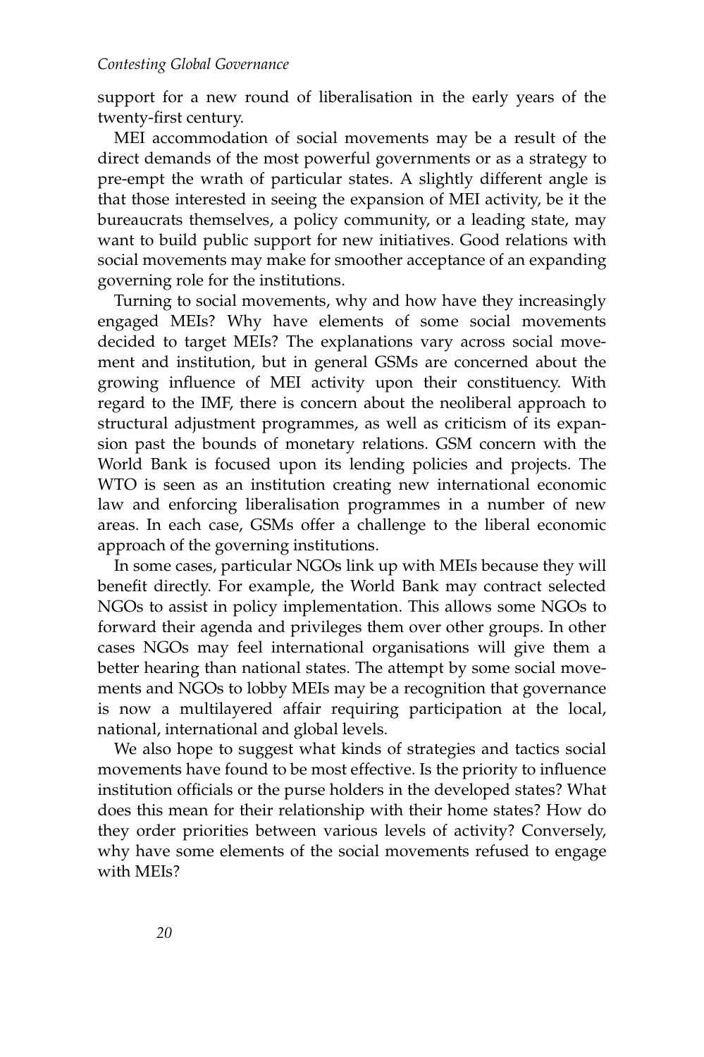support for a new round of liberalisation in the early years of the twenty-first century.

MEI accommodation of social movements may be a result of the direct demands of the most powerful governments or as a strategy to pre-empt the wrath of particular states. A slightly different angle is that those interested in seeing the expansion of MEI activity, be it the bureaucrats themselves, a policy community, or a leading state, may want to build public support for new initiatives. Good relations with social movements may make for smoother acceptance of an expanding governing role for the institutions.

Turning to social movements, why and how have they increasingly engaged MEIs? Why have elements of some social movements decided to target MEIs? The explanations vary across social movement and institution, but in general GSMs are concerned about the growing influence of MEI activity upon their constituency. With regard to the IMF, there is concern about the neoliberal approach to structural adjustment programmes, as well as criticism of its expansion past the bounds of monetary relations. GSM concern with the World Bank is focused upon its lending policies and projects. The WTO is seen as an institution creating new international economic law and enforcing liberalisation programmes in a number of new areas. In each case, GSMs offer a challenge to the liberal economic approach of the governing institutions.

In some cases, particular NGOs link up with MEIs because they will benefit directly. For example, the World Bank may contract selected NGOs to assist in policy implementation. This allows some NGOs to forward their agenda and privileges them over other groups. In other cases NGOs may feel international organisations will give them a better hearing than national states. The attempt by some social movements and NGOs to lobby MEIs may be a recognition that governance is now a multilayered affair requiring participation at the local, national, international and global levels.

We also hope to suggest what kinds of strategies and tactics social movements have found to be most effective. Is the priority to influence institution officials or the purse holders in the developed states? What does this mean for their relationship with their home states? How do they order priorities between various levels of activity? Conversely, why have some elements of the social movements refused to engage with MEIs?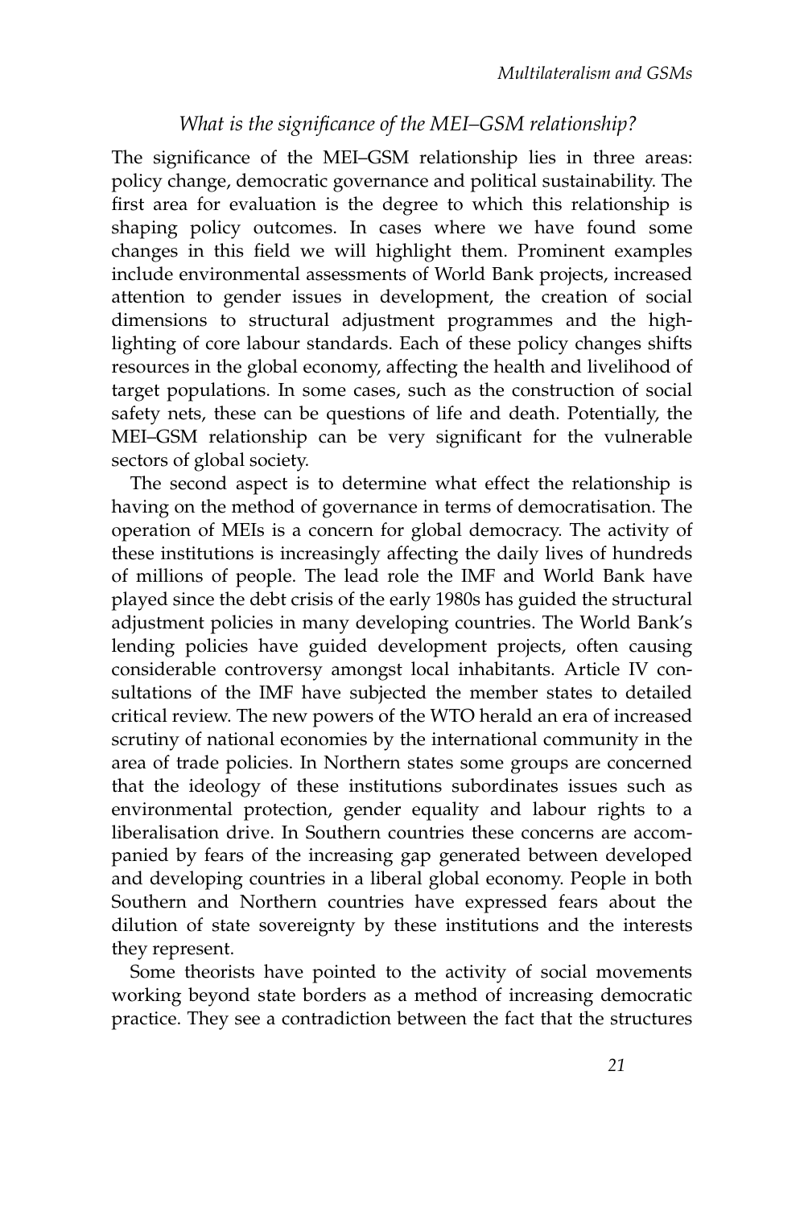### *What is the significance of the MEI–GSM relationship?*

The significance of the MEI–GSM relationship lies in three areas: policy change, democratic governance and political sustainability. The first area for evaluation is the degree to which this relationship is shaping policy outcomes. In cases where we have found some changes in this field we will highlight them. Prominent examples include environmental assessments of World Bank projects, increased attention to gender issues in development, the creation of social dimensions to structural adjustment programmes and the highlighting of core labour standards. Each of these policy changes shifts resources in the global economy, affecting the health and livelihood of target populations. In some cases, such as the construction of social safety nets, these can be questions of life and death. Potentially, the MEI–GSM relationship can be very significant for the vulnerable sectors of global society.

The second aspect is to determine what effect the relationship is having on the method of governance in terms of democratisation. The operation of MEIs is a concern for global democracy. The activity of these institutions is increasingly affecting the daily lives of hundreds of millions of people. The lead role the IMF and World Bank have played since the debt crisis of the early 1980s has guided the structural adjustment policies in many developing countries. The World Bank's lending policies have guided development projects, often causing considerable controversy amongst local inhabitants. Article IV consultations of the IMF have subjected the member states to detailed critical review. The new powers of the WTO herald an era of increased scrutiny of national economies by the international community in the area of trade policies. In Northern states some groups are concerned that the ideology of these institutions subordinates issues such as environmental protection, gender equality and labour rights to a liberalisation drive. In Southern countries these concerns are accompanied by fears of the increasing gap generated between developed and developing countries in a liberal global economy. People in both Southern and Northern countries have expressed fears about the dilution of state sovereignty by these institutions and the interests they represent.

Some theorists have pointed to the activity of social movements working beyond state borders as a method of increasing democratic practice. They see a contradiction between the fact that the structures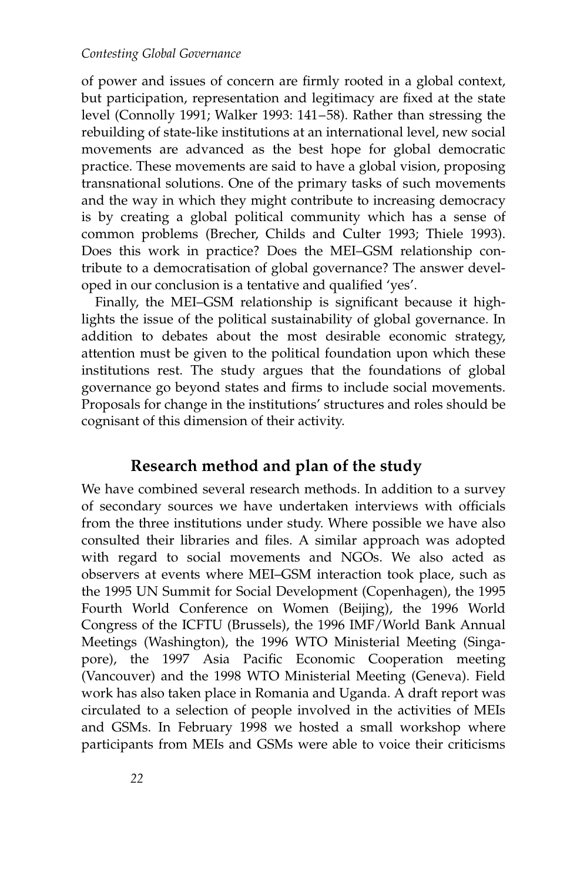of power and issues of concern are firmly rooted in a global context, but participation, representation and legitimacy are fixed at the state level (Connolly 1991; Walker 1993: 141–58). Rather than stressing the rebuilding of state-like institutions at an international level, new social movements are advanced as the best hope for global democratic practice. These movements are said to have a global vision, proposing transnational solutions. One of the primary tasks of such movements and the way in which they might contribute to increasing democracy is by creating a global political community which has a sense of common problems (Brecher, Childs and Culter 1993; Thiele 1993). Does this work in practice? Does the MEI–GSM relationship contribute to a democratisation of global governance? The answer developed in our conclusion is a tentative and qualified 'yes'.

Finally, the MEI–GSM relationship is significant because it highlights the issue of the political sustainability of global governance. In addition to debates about the most desirable economic strategy, attention must be given to the political foundation upon which these institutions rest. The study argues that the foundations of global governance go beyond states and firms to include social movements. Proposals for change in the institutions' structures and roles should be cognisant of this dimension of their activity.

## Research method and plan of the study

We have combined several research methods. In addition to a survey of secondary sources we have undertaken interviews with officials from the three institutions under study. Where possible we have also consulted their libraries and files. A similar approach was adopted with regard to social movements and NGOs. We also acted as observers at events where MEI–GSM interaction took place, such as the 1995 UN Summit for Social Development (Copenhagen), the 1995 Fourth World Conference on Women (Beijing), the 1996 World Congress of the ICFTU (Brussels), the 1996 IMF/World Bank Annual Meetings (Washington), the 1996 WTO Ministerial Meeting (Singapore), the 1997 Asia Pacific Economic Cooperation meeting (Vancouver) and the 1998 WTO Ministerial Meeting (Geneva). Field work has also taken place in Romania and Uganda. A draft report was circulated to a selection of people involved in the activities of MEIs and GSMs. In February 1998 we hosted a small workshop where participants from MEIs and GSMs were able to voice their criticisms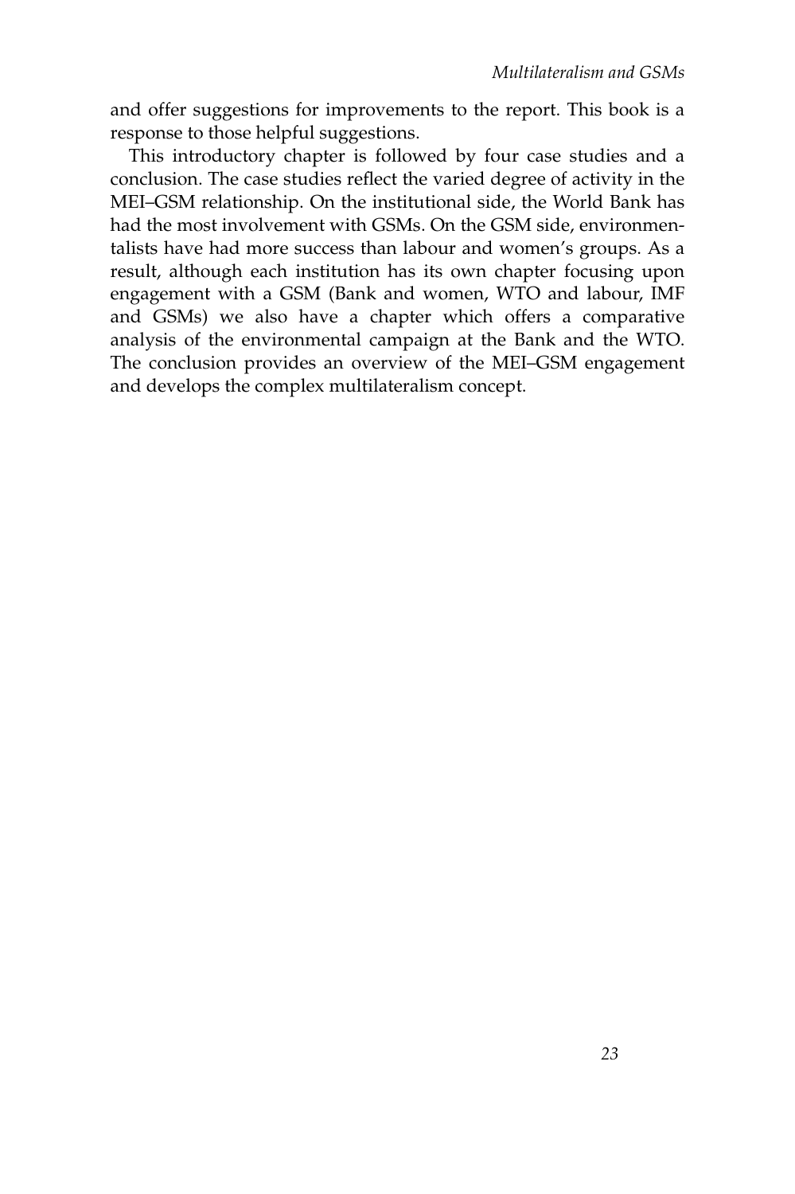and offer suggestions for improvements to the report. This book is a response to those helpful suggestions.

This introductory chapter is followed by four case studies and a conclusion. The case studies reflect the varied degree of activity in the MEI–GSM relationship. On the institutional side, the World Bank has had the most involvement with GSMs. On the GSM side, environmentalists have had more success than labour and women's groups. As a result, although each institution has its own chapter focusing upon engagement with a GSM (Bank and women, WTO and labour, IMF and GSMs) we also have a chapter which offers a comparative analysis of the environmental campaign at the Bank and the WTO. The conclusion provides an overview of the MEI–GSM engagement and develops the complex multilateralism concept.